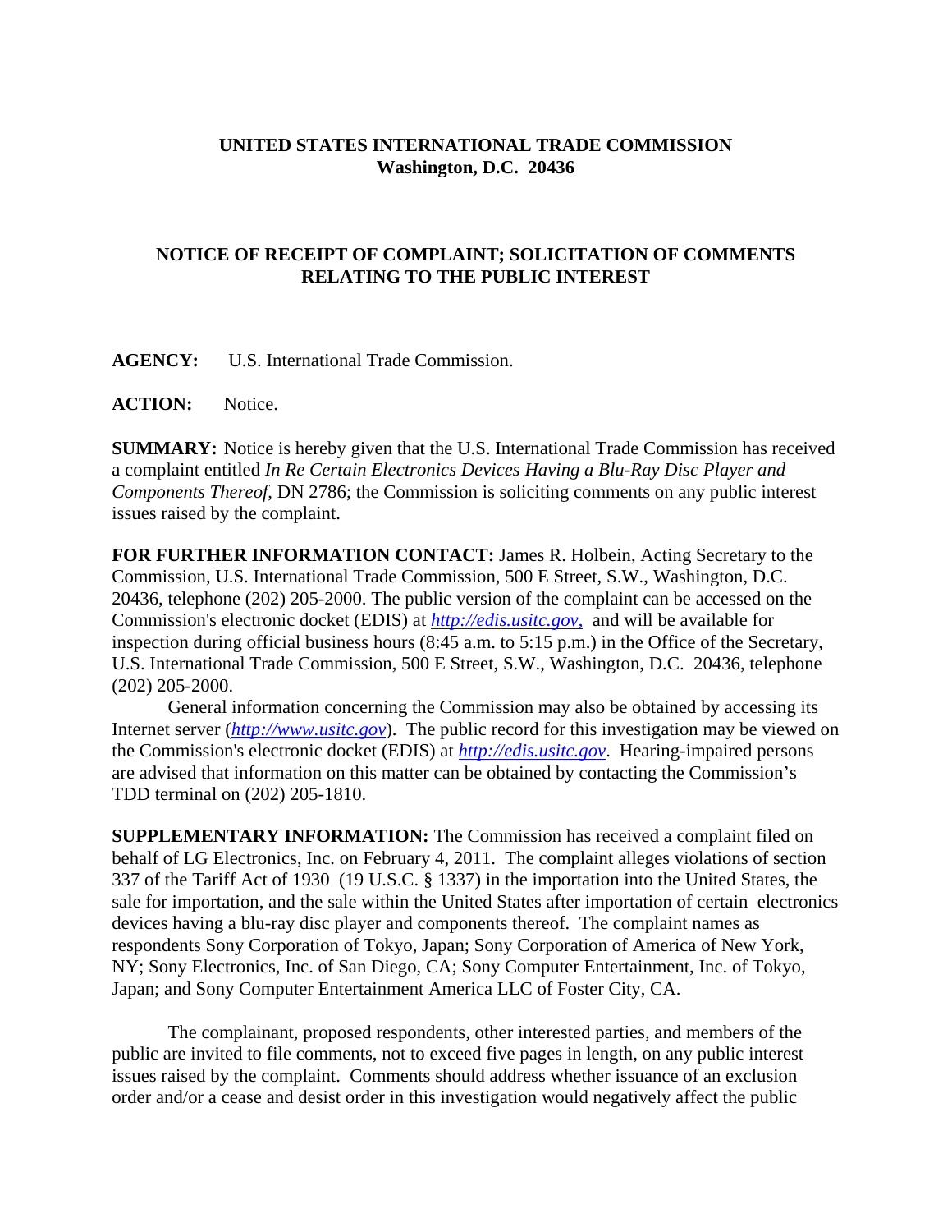**UNITED STATES INTERNATIONAL TRADE COMMISSION**
**Washington, D.C. 20436**

**NOTICE OF RECEIPT OF COMPLAINT; SOLICITATION OF COMMENTS RELATING TO THE PUBLIC INTEREST**

**AGENCY:** U.S. International Trade Commission.

**ACTION:** Notice.

**SUMMARY:** Notice is hereby given that the U.S. International Trade Commission has received a complaint entitled *In Re Certain Electronics Devices Having a Blu-Ray Disc Player and Components Thereof*, DN 2786; the Commission is soliciting comments on any public interest issues raised by the complaint.

**FOR FURTHER INFORMATION CONTACT:** James R. Holbein, Acting Secretary to the Commission, U.S. International Trade Commission, 500 E Street, S.W., Washington, D.C. 20436, telephone (202) 205-2000. The public version of the complaint can be accessed on the Commission's electronic docket (EDIS) at *http://edis.usitc.gov*, and will be available for inspection during official business hours (8:45 a.m. to 5:15 p.m.) in the Office of the Secretary, U.S. International Trade Commission, 500 E Street, S.W., Washington, D.C. 20436, telephone (202) 205-2000.

General information concerning the Commission may also be obtained by accessing its Internet server (*http://www.usitc.gov*). The public record for this investigation may be viewed on the Commission's electronic docket (EDIS) at *http://edis.usitc.gov*. Hearing-impaired persons are advised that information on this matter can be obtained by contacting the Commission's TDD terminal on (202) 205-1810.

**SUPPLEMENTARY INFORMATION:** The Commission has received a complaint filed on behalf of LG Electronics, Inc. on February 4, 2011. The complaint alleges violations of section 337 of the Tariff Act of 1930 (19 U.S.C. § 1337) in the importation into the United States, the sale for importation, and the sale within the United States after importation of certain electronics devices having a blu-ray disc player and components thereof. The complaint names as respondents Sony Corporation of Tokyo, Japan; Sony Corporation of America of New York, NY; Sony Electronics, Inc. of San Diego, CA; Sony Computer Entertainment, Inc. of Tokyo, Japan; and Sony Computer Entertainment America LLC of Foster City, CA.

The complainant, proposed respondents, other interested parties, and members of the public are invited to file comments, not to exceed five pages in length, on any public interest issues raised by the complaint. Comments should address whether issuance of an exclusion order and/or a cease and desist order in this investigation would negatively affect the public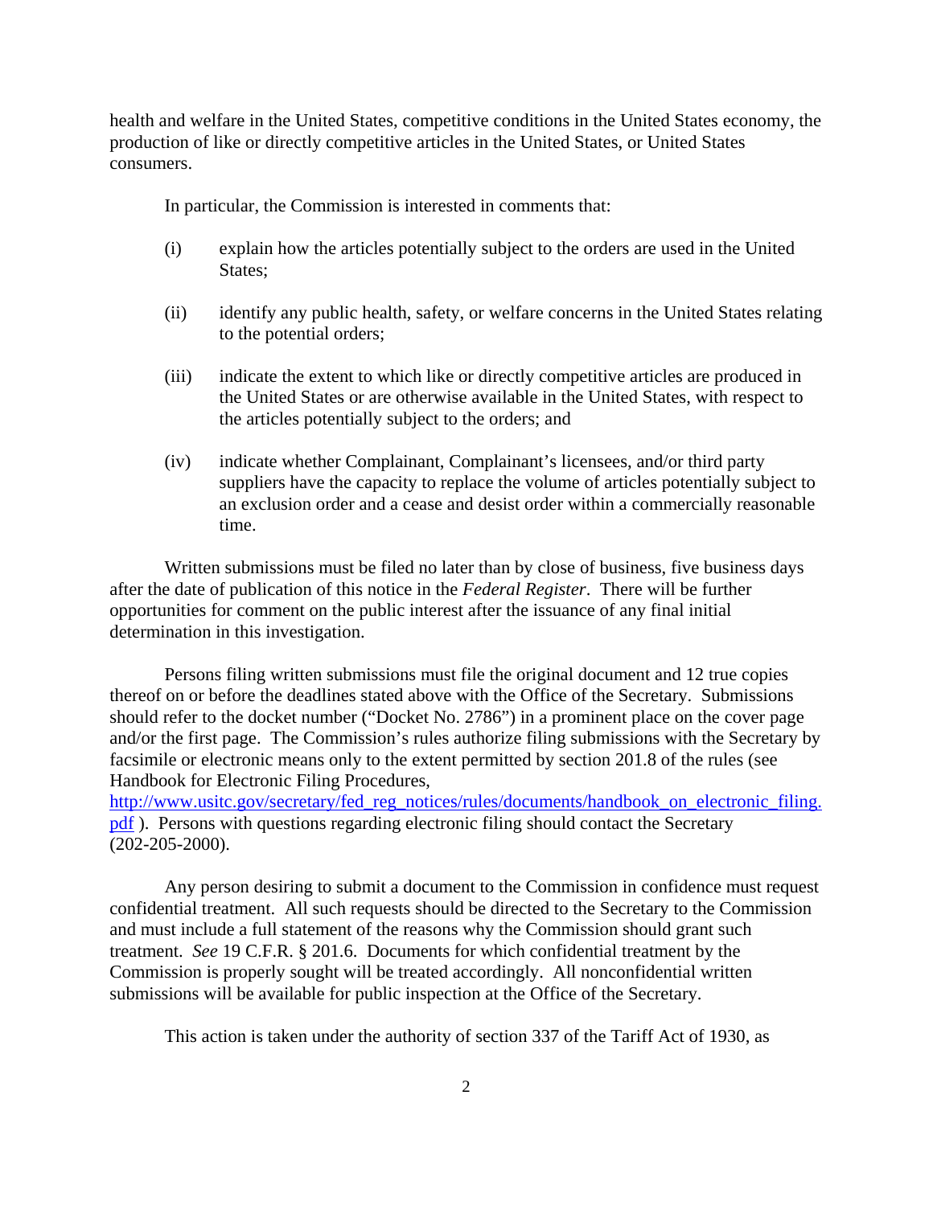health and welfare in the United States, competitive conditions in the United States economy, the production of like or directly competitive articles in the United States, or United States consumers.

In particular, the Commission is interested in comments that:

(i) explain how the articles potentially subject to the orders are used in the United States;

(ii) identify any public health, safety, or welfare concerns in the United States relating to the potential orders;

(iii) indicate the extent to which like or directly competitive articles are produced in the United States or are otherwise available in the United States, with respect to the articles potentially subject to the orders; and

(iv) indicate whether Complainant, Complainant's licensees, and/or third party suppliers have the capacity to replace the volume of articles potentially subject to an exclusion order and a cease and desist order within a commercially reasonable time.

Written submissions must be filed no later than by close of business, five business days after the date of publication of this notice in the *Federal Register*. There will be further opportunities for comment on the public interest after the issuance of any final initial determination in this investigation.

Persons filing written submissions must file the original document and 12 true copies thereof on or before the deadlines stated above with the Office of the Secretary. Submissions should refer to the docket number ("Docket No. 2786") in a prominent place on the cover page and/or the first page. The Commission's rules authorize filing submissions with the Secretary by facsimile or electronic means only to the extent permitted by section 201.8 of the rules (see Handbook for Electronic Filing Procedures, http://www.usitc.gov/secretary/fed_reg_notices/rules/documents/handbook_on_electronic_filing.pdf ). Persons with questions regarding electronic filing should contact the Secretary (202-205-2000).

Any person desiring to submit a document to the Commission in confidence must request confidential treatment. All such requests should be directed to the Secretary to the Commission and must include a full statement of the reasons why the Commission should grant such treatment. *See* 19 C.F.R. § 201.6. Documents for which confidential treatment by the Commission is properly sought will be treated accordingly. All nonconfidential written submissions will be available for public inspection at the Office of the Secretary.

This action is taken under the authority of section 337 of the Tariff Act of 1930, as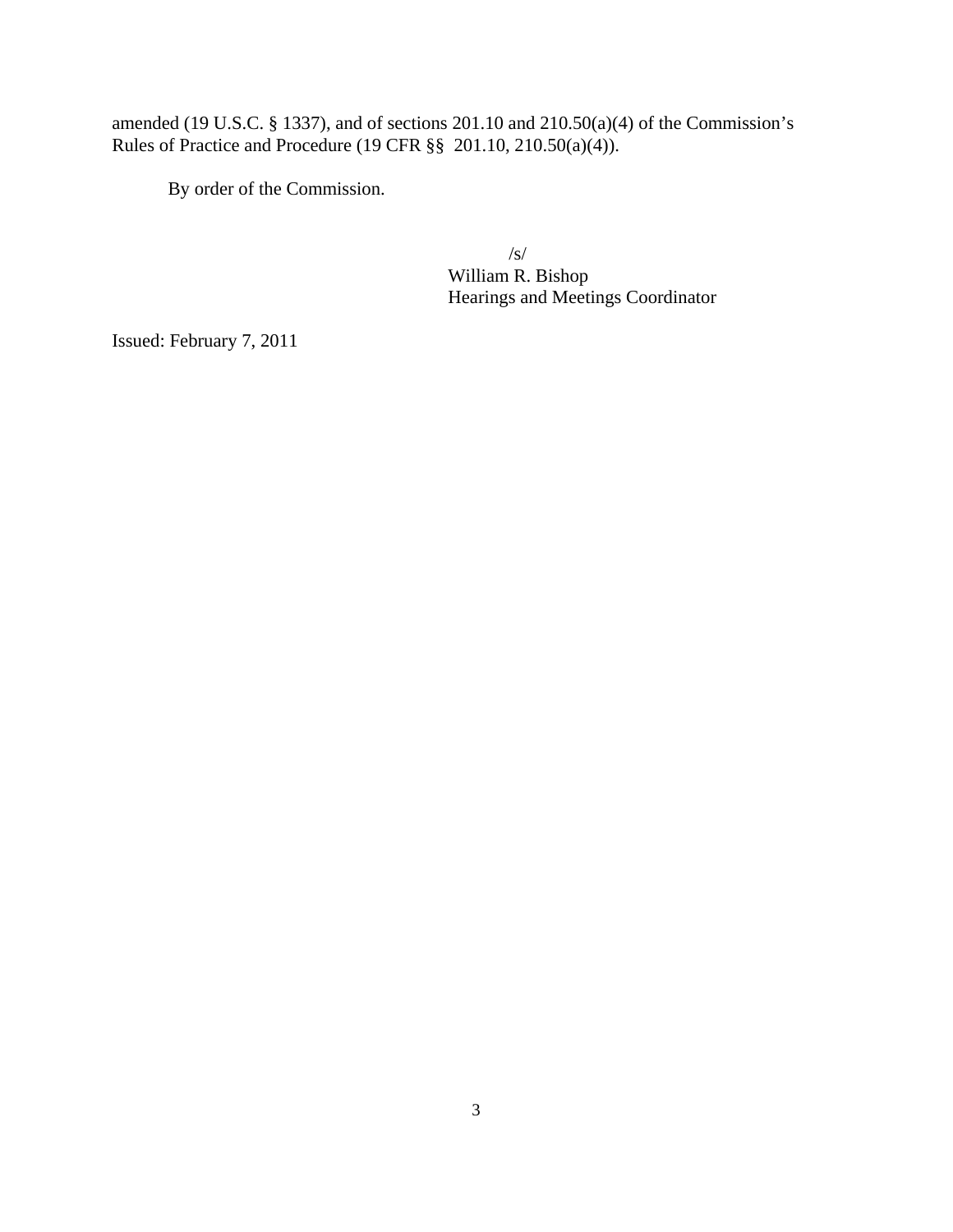amended (19 U.S.C. § 1337), and of sections 201.10 and 210.50(a)(4) of the Commission's Rules of Practice and Procedure (19 CFR §§ 201.10, 210.50(a)(4)).

By order of the Commission.

/s/
William R. Bishop
Hearings and Meetings Coordinator

Issued: February 7, 2011